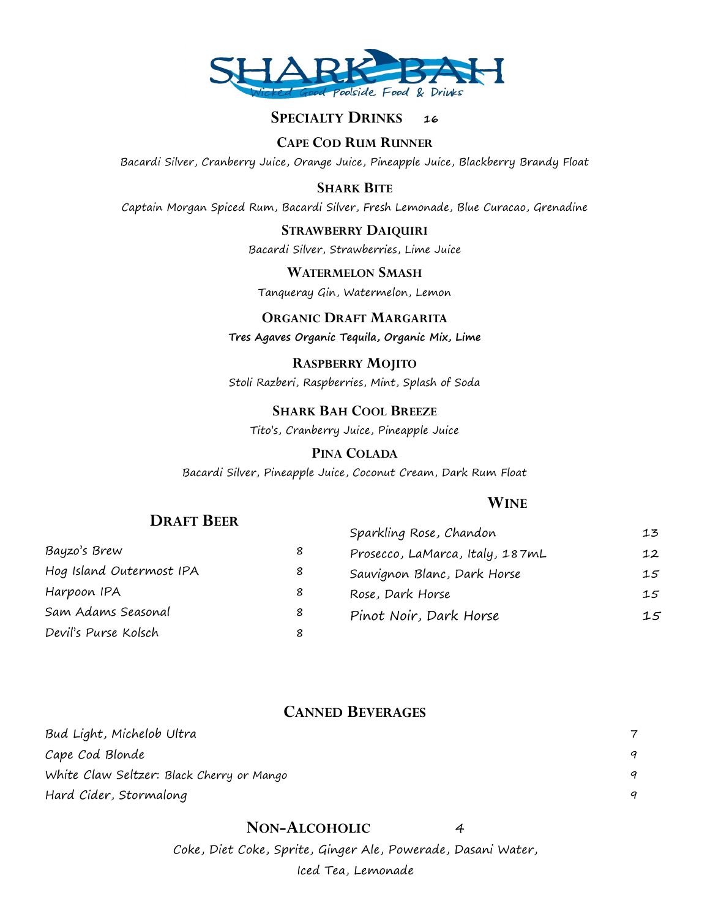# SHARK BAH

Wicked Good Poolside Food & Drinks

## SPECIALTY DRINKS 16

### CAPE COD RUM RUNNER

Bacardi Silver, Cranberry Juice, Orange Juice, Pineapple Juice, Blackberry Brandy Float

### SHARK BITE

Captain Morgan Spiced Rum, Bacardi Silver, Fresh Lemonade, Blue Curacao, Grenadine

### STRAWBERRY DAIQUIRI

Bacardi Silver, Strawberries, Lime Juice

### WATERMELON SMASH

Tanqueray Gin, Watermelon, Lemon

### ORGANIC DRAFT MARGARITA

**Tres Agaves Organic Tequila, Organic Mix, Lime**

### RASPBERRY MOJITO

Stoli Razberi, Raspberries, Mint, Splash of Soda

### SHARK BAH COOL BREEZE

Tito's, Cranberry Juice, Pineapple Juice

### PINA COLADA

Bacardi Silver, Pineapple Juice, Coconut Cream, Dark Rum Float

## DRAFT BEER

| | |
|---|---|
| Bayzo's Brew | 8 |
| Hog Island Outermost IPA | 8 |
| Harpoon IPA | 8 |
| Sam Adams Seasonal | 8 |
| Devil's Purse Kolsch | 8 |

## WINE

| | |
|---|---|
| Sparkling Rose, Chandon | 13 |
| Prosecco, LaMarca, Italy, 187mL | 12 |
| Sauvignon Blanc, Dark Horse | 15 |
| Rose, Dark Horse | 15 |
| Pinot Noir, Dark Horse | 15 |

## CANNED BEVERAGES

| | |
|---|---|
| Bud Light, Michelob Ultra | 7 |
| Cape Cod Blonde | 9 |
| White Claw Seltzer: Black Cherry or Mango | 9 |
| Hard Cider, Stormalong | 9 |

## NON-ALCOHOLIC 4

Coke, Diet Coke, Sprite, Ginger Ale, Powerade, Dasani Water, Iced Tea, Lemonade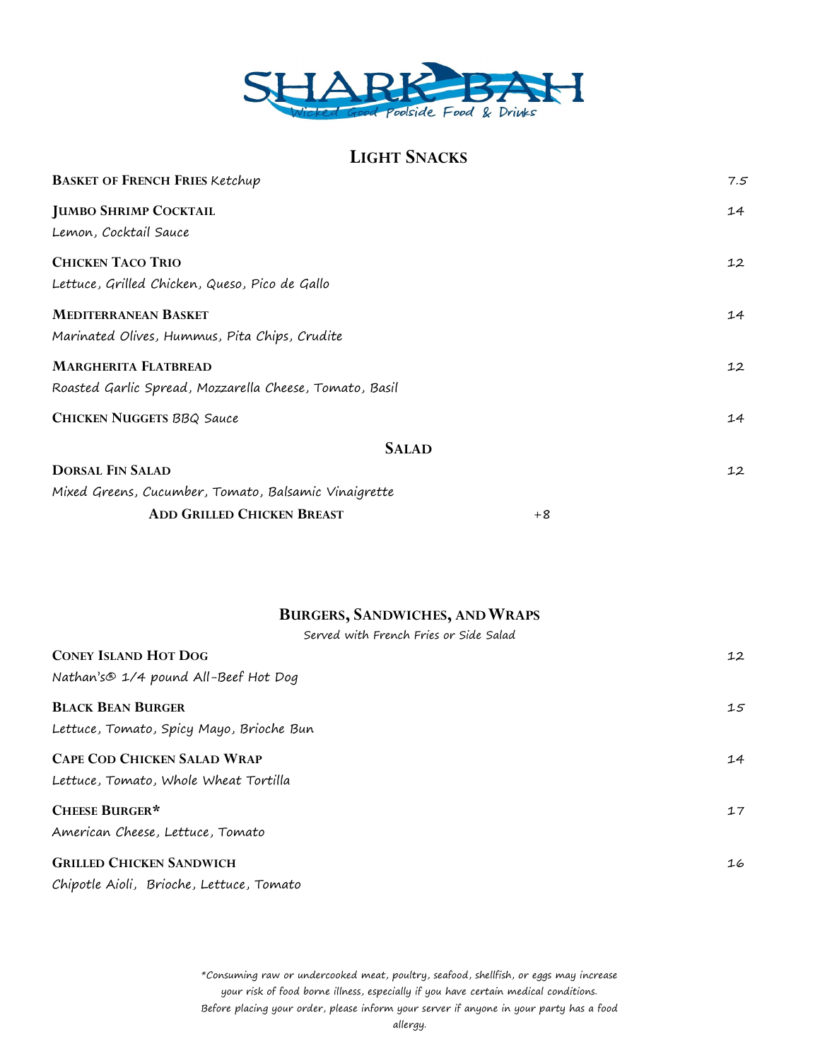SHARK BAH

Wicked Good Poolside Food & Drinks

## Light Snacks

**Basket of French Fries** *Ketchup* 7.5

**Jumbo Shrimp Cocktail** 14
*Lemon, Cocktail Sauce*

**Chicken Taco Trio** 12
*Lettuce, Grilled Chicken, Queso, Pico de Gallo*

**Mediterranean Basket** 14
*Marinated Olives, Hummus, Pita Chips, Crudite*

**Margherita Flatbread** 12
*Roasted Garlic Spread, Mozzarella Cheese, Tomato, Basil*

**Chicken Nuggets** *BBQ Sauce* 14

## Salad

**Dorsal Fin Salad** 12
*Mixed Greens, Cucumber, Tomato, Balsamic Vinaigrette*

**Add Grilled Chicken Breast** +8

## Burgers, Sandwiches, and Wraps

*Served with French Fries or Side Salad*

**Coney Island Hot Dog** 12
*Nathan's® 1/4 pound All-Beef Hot Dog*

**Black Bean Burger** 15
*Lettuce, Tomato, Spicy Mayo, Brioche Bun*

**Cape Cod Chicken Salad Wrap** 14
*Lettuce, Tomato, Whole Wheat Tortilla*

**Cheese Burger*** 17
*American Cheese, Lettuce, Tomato*

**Grilled Chicken Sandwich** 16
*Chipotle Aioli, Brioche, Lettuce, Tomato*

*\*Consuming raw or undercooked meat, poultry, seafood, shellfish, or eggs may increase your risk of food borne illness, especially if you have certain medical conditions. Before placing your order, please inform your server if anyone in your party has a food allergy.*